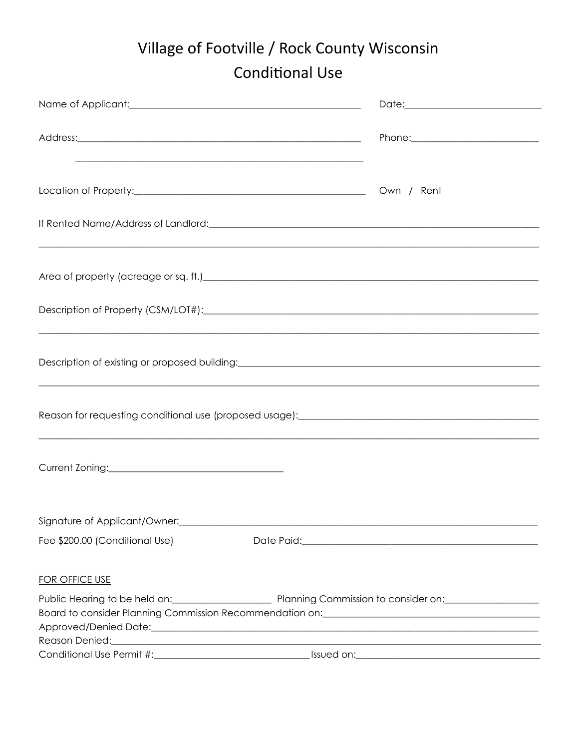# Village of Footville / Rock County Wisconsin
## Conditional Use

Name of Applicant:_______________________________________________ Date:___________________________

Address:___________________________________________________________ Phone:_________________________

___________________________________________________________

Location of Property:_______________________________________________ Own / Rent

If Rented Name/Address of Landlord:_____________________________________________________________________

_____________________________________________________________________________________________________

Area of property (acreage or sq. ft.)____________________________________________________________________

Description of Property (CSM/LOT#):____________________________________________________________________

_____________________________________________________________________________________________________

Description of existing or proposed building:______________________________________________________________

_____________________________________________________________________________________________________

Reason for requesting conditional use (proposed usage):____________________________________________________

_____________________________________________________________________________________________________

Current Zoning:___________________________________

Signature of Applicant/Owner:_________________________________________________________________________

Fee $200.00 (Conditional Use) Date Paid:_________________________________________________

FOR OFFICE USE

Public Hearing to be held on:____________________ Planning Commission to consider on:___________________

Board to consider Planning Commission Recommendation on:_______________________________________________

Approved/Denied Date:________________________________________________________________________________

Reason Denied:_______________________________________________________________________________________

Conditional Use Permit #:_______________________________ Issued on:_______________________________________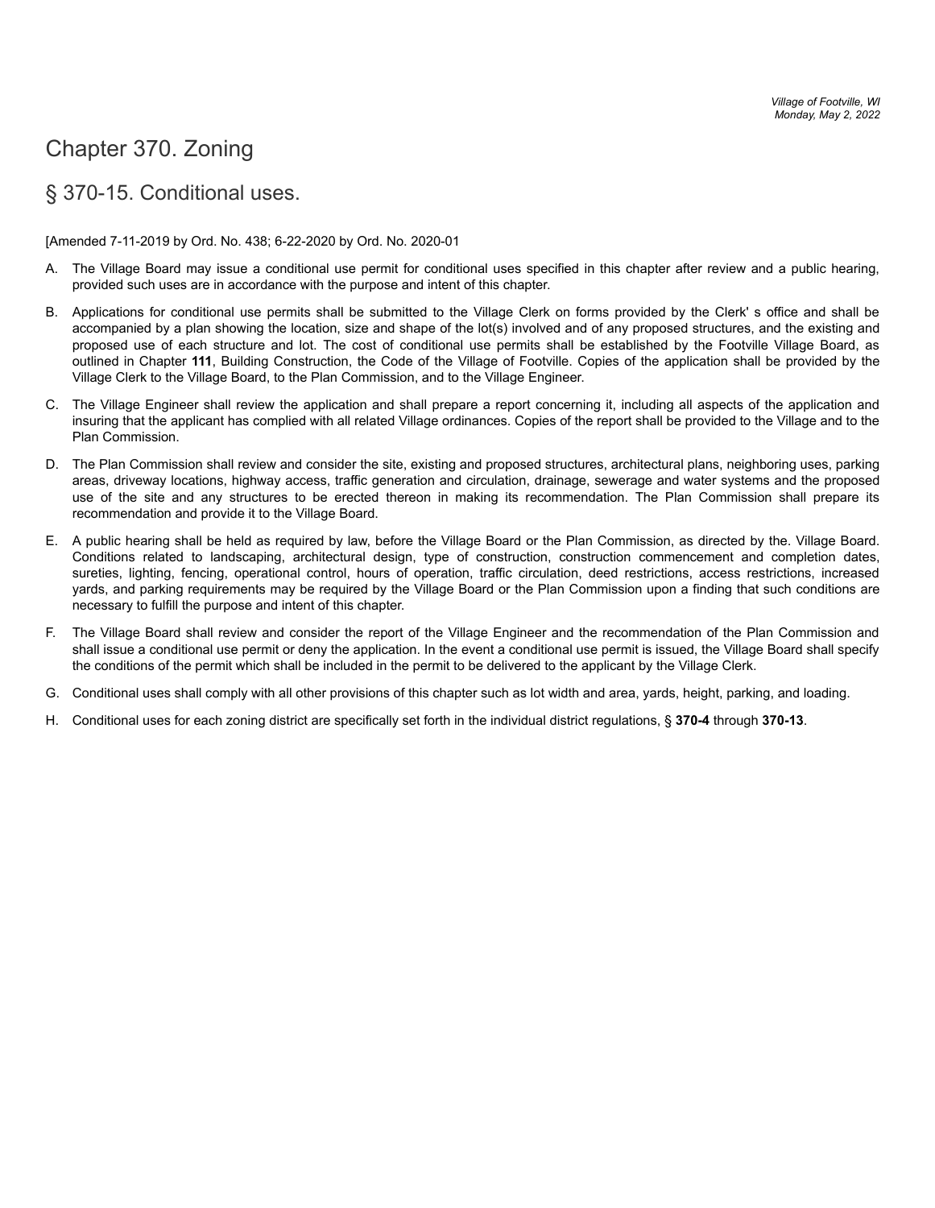# Chapter 370. Zoning

## § 370-15. Conditional uses.

[Amended 7-11-2019 by Ord. No. 438; 6-22-2020 by Ord. No. 2020-01

A. The Village Board may issue a conditional use permit for conditional uses specified in this chapter after review and a public hearing, provided such uses are in accordance with the purpose and intent of this chapter.

B. Applications for conditional use permits shall be submitted to the Village Clerk on forms provided by the Clerk' s office and shall be accompanied by a plan showing the location, size and shape of the lot(s) involved and of any proposed structures, and the existing and proposed use of each structure and lot. The cost of conditional use permits shall be established by the Footville Village Board, as outlined in Chapter **111**, Building Construction, the Code of the Village of Footville. Copies of the application shall be provided by the Village Clerk to the Village Board, to the Plan Commission, and to the Village Engineer.

C. The Village Engineer shall review the application and shall prepare a report concerning it, including all aspects of the application and insuring that the applicant has complied with all related Village ordinances. Copies of the report shall be provided to the Village and to the Plan Commission.

D. The Plan Commission shall review and consider the site, existing and proposed structures, architectural plans, neighboring uses, parking areas, driveway locations, highway access, traffic generation and circulation, drainage, sewerage and water systems and the proposed use of the site and any structures to be erected thereon in making its recommendation. The Plan Commission shall prepare its recommendation and provide it to the Village Board.

E. A public hearing shall be held as required by law, before the Village Board or the Plan Commission, as directed by the. Village Board. Conditions related to landscaping, architectural design, type of construction, construction commencement and completion dates, sureties, lighting, fencing, operational control, hours of operation, traffic circulation, deed restrictions, access restrictions, increased yards, and parking requirements may be required by the Village Board or the Plan Commission upon a finding that such conditions are necessary to fulfill the purpose and intent of this chapter.

F. The Village Board shall review and consider the report of the Village Engineer and the recommendation of the Plan Commission and shall issue a conditional use permit or deny the application. In the event a conditional use permit is issued, the Village Board shall specify the conditions of the permit which shall be included in the permit to be delivered to the applicant by the Village Clerk.

G. Conditional uses shall comply with all other provisions of this chapter such as lot width and area, yards, height, parking, and loading.

H. Conditional uses for each zoning district are specifically set forth in the individual district regulations, § **370-4** through **370-13**.